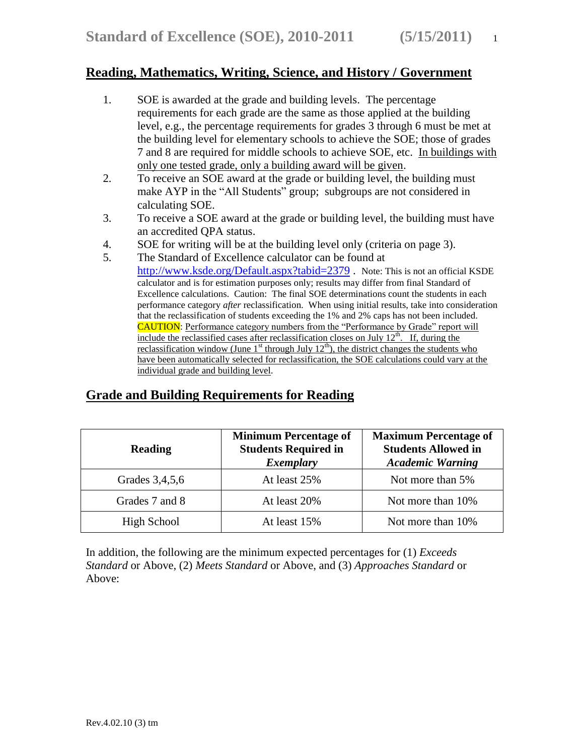# Standard of Excellence (SOE), 2010-2011 (5/15/2011)

## Reading, Mathematics, Writing, Science, and History / Government

1. SOE is awarded at the grade and building levels. The percentage requirements for each grade are the same as those applied at the building level, e.g., the percentage requirements for grades 3 through 6 must be met at the building level for elementary schools to achieve the SOE; those of grades 7 and 8 are required for middle schools to achieve SOE, etc. In buildings with only one tested grade, only a building award will be given.
2. To receive an SOE award at the grade or building level, the building must make AYP in the "All Students" group; subgroups are not considered in calculating SOE.
3. To receive a SOE award at the grade or building level, the building must have an accredited QPA status.
4. SOE for writing will be at the building level only (criteria on page 3).
5. The Standard of Excellence calculator can be found at http://www.ksde.org/Default.aspx?tabid=2379 . Note: This is not an official KSDE calculator and is for estimation purposes only; results may differ from final Standard of Excellence calculations. Caution: The final SOE determinations count the students in each performance category *after* reclassification. When using initial results, take into consideration that the reclassification of students exceeding the 1% and 2% caps has not been included. CAUTION: Performance category numbers from the "Performance by Grade" report will include the reclassified cases after reclassification closes on July 12th. If, during the reclassification window (June 1st through July 12th), the district changes the students who have been automatically selected for reclassification, the SOE calculations could vary at the individual grade and building level.

## Grade and Building Requirements for Reading

| Reading | Minimum Percentage of Students Required in *Exemplary* | Maximum Percentage of Students Allowed in *Academic Warning* |
|---|---|---|
| Grades 3,4,5,6 | At least 25% | Not more than 5% |
| Grades 7 and 8 | At least 20% | Not more than 10% |
| High School | At least 15% | Not more than 10% |

In addition, the following are the minimum expected percentages for (1) *Exceeds Standard* or Above, (2) *Meets Standard* or Above, and (3) *Approaches Standard* or Above:

Rev.4.02.10 (3) tm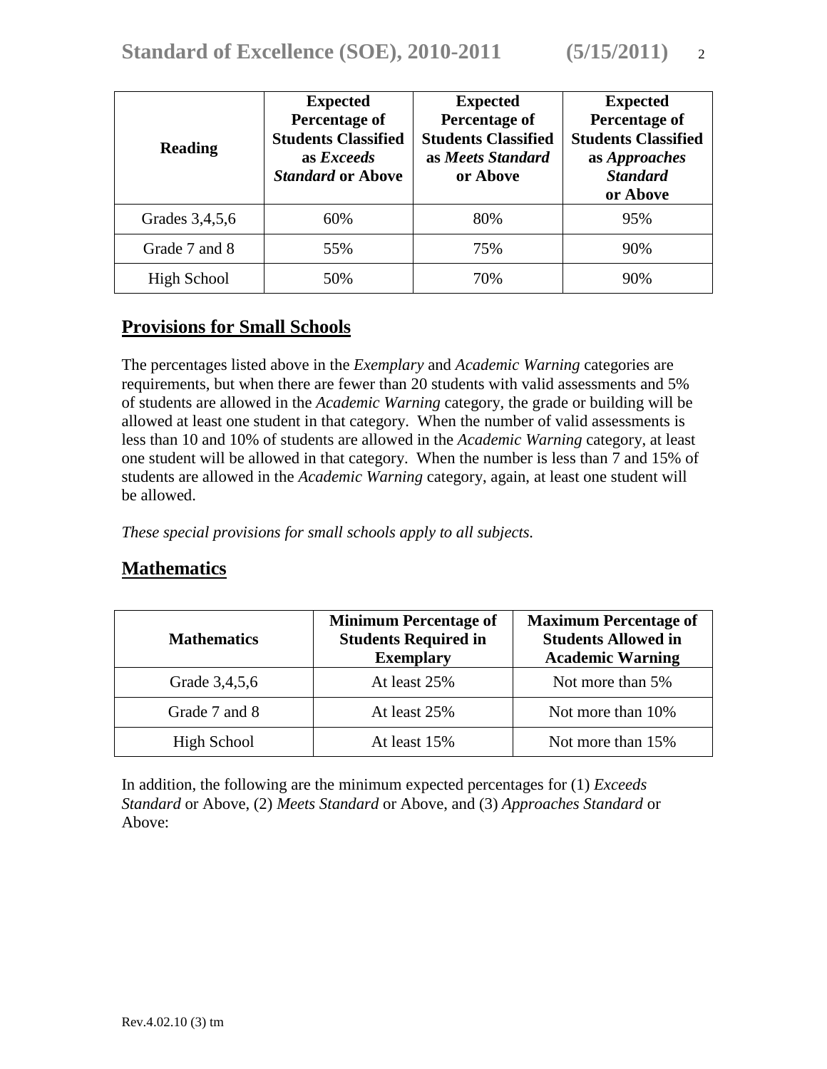| **Reading** | **Expected Percentage of Students Classified as *Exceeds Standard* or Above** | **Expected Percentage of Students Classified as *Meets Standard* or Above** | **Expected Percentage of Students Classified as *Approaches Standard* or Above** |
|---|---|---|---|
| Grades 3,4,5,6 | 60% | 80% | 95% |
| Grade 7 and 8 | 55% | 75% | 90% |
| High School | 50% | 70% | 90% |

## Provisions for Small Schools

The percentages listed above in the *Exemplary* and *Academic Warning* categories are requirements, but when there are fewer than 20 students with valid assessments and 5% of students are allowed in the *Academic Warning* category, the grade or building will be allowed at least one student in that category. When the number of valid assessments is less than 10 and 10% of students are allowed in the *Academic Warning* category, at least one student will be allowed in that category. When the number is less than 7 and 15% of students are allowed in the *Academic Warning* category, again, at least one student will be allowed.

*These special provisions for small schools apply to all subjects.*

## Mathematics

| **Mathematics** | **Minimum Percentage of Students Required in Exemplary** | **Maximum Percentage of Students Allowed in Academic Warning** |
|---|---|---|
| Grade 3,4,5,6 | At least 25% | Not more than 5% |
| Grade 7 and 8 | At least 25% | Not more than 10% |
| High School | At least 15% | Not more than 15% |

In addition, the following are the minimum expected percentages for (1) *Exceeds Standard* or Above, (2) *Meets Standard* or Above, and (3) *Approaches Standard* or Above: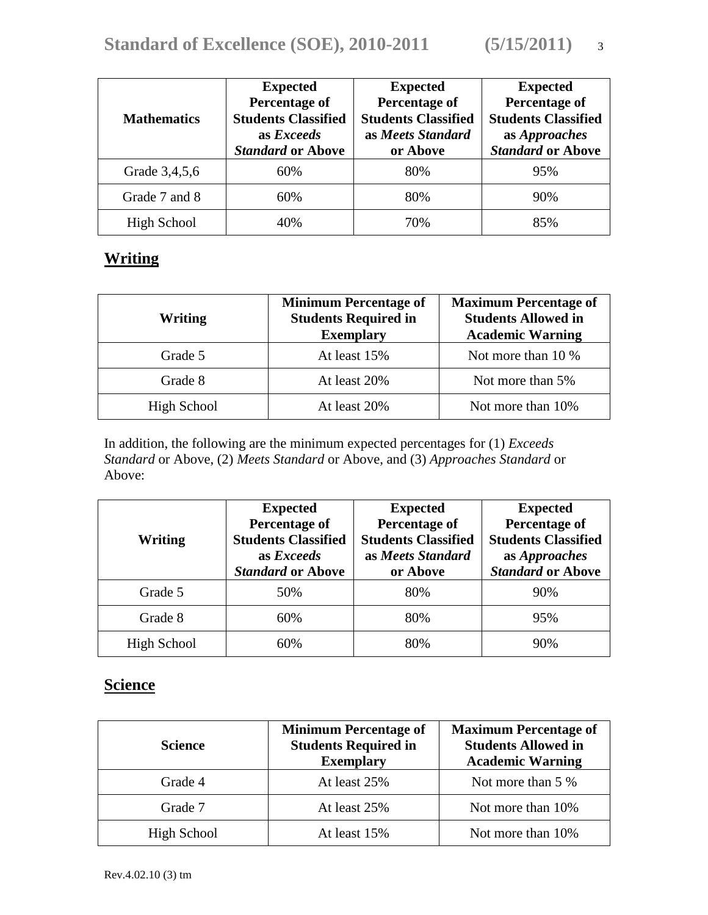| Mathematics | Expected Percentage of Students Classified as *Exceeds Standard* or Above | Expected Percentage of Students Classified as *Meets Standard* or Above | Expected Percentage of Students Classified as *Approaches Standard* or Above |
|---|---|---|---|
| Grade 3,4,5,6 | 60% | 80% | 95% |
| Grade 7 and 8 | 60% | 80% | 90% |
| High School | 40% | 70% | 85% |

## Writing

| Writing | Minimum Percentage of Students Required in Exemplary | Maximum Percentage of Students Allowed in Academic Warning |
|---|---|---|
| Grade 5 | At least 15% | Not more than 10 % |
| Grade 8 | At least 20% | Not more than 5% |
| High School | At least 20% | Not more than 10% |

In addition, the following are the minimum expected percentages for (1) *Exceeds Standard* or Above, (2) *Meets Standard* or Above, and (3) *Approaches Standard* or Above:

| Writing | Expected Percentage of Students Classified as *Exceeds Standard* or Above | Expected Percentage of Students Classified as *Meets Standard* or Above | Expected Percentage of Students Classified as *Approaches Standard* or Above |
|---|---|---|---|
| Grade 5 | 50% | 80% | 90% |
| Grade 8 | 60% | 80% | 95% |
| High School | 60% | 80% | 90% |

## Science

| Science | Minimum Percentage of Students Required in Exemplary | Maximum Percentage of Students Allowed in Academic Warning |
|---|---|---|
| Grade 4 | At least 25% | Not more than 5 % |
| Grade 7 | At least 25% | Not more than 10% |
| High School | At least 15% | Not more than 10% |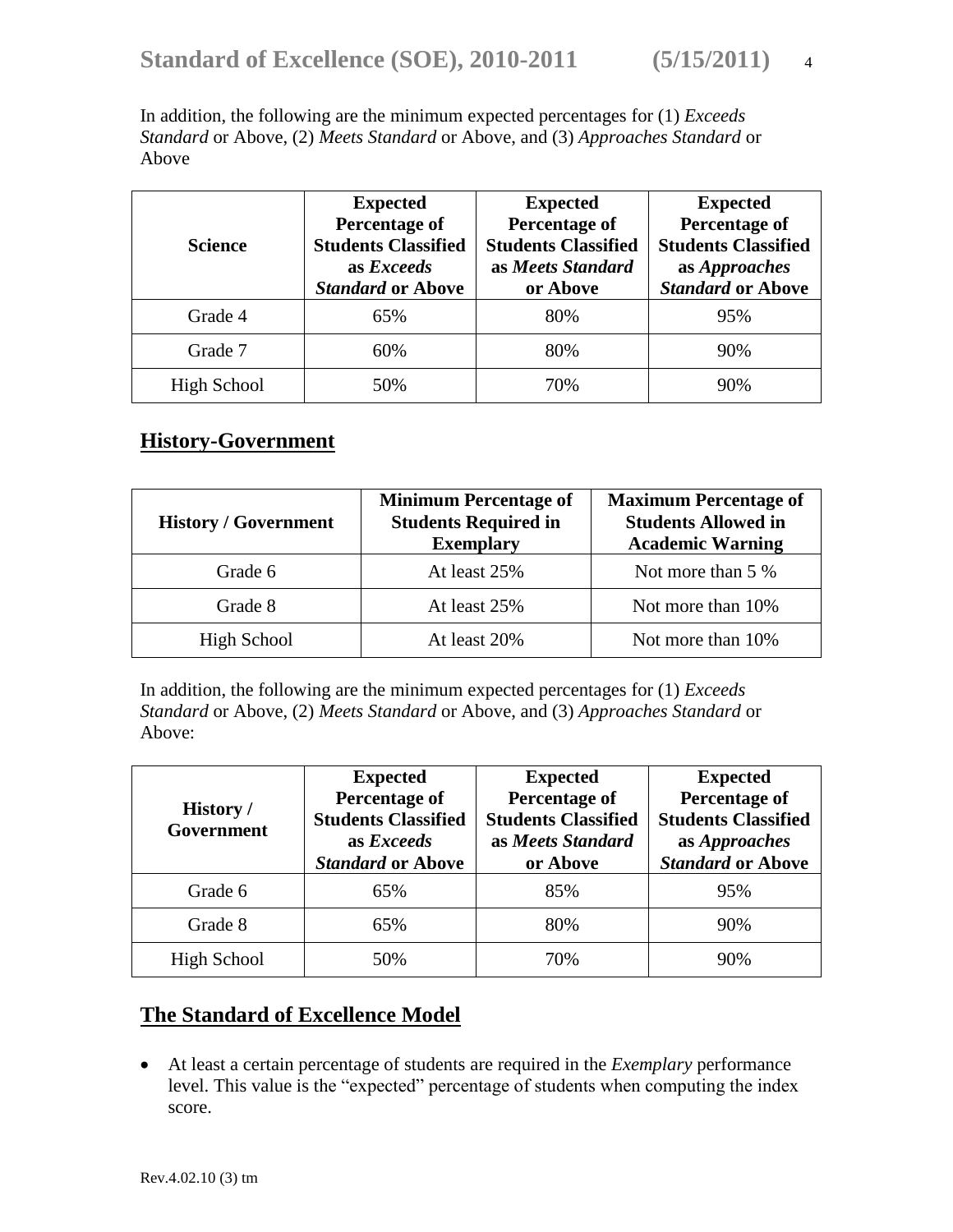In addition, the following are the minimum expected percentages for (1) *Exceeds Standard* or Above, (2) *Meets Standard* or Above, and (3) *Approaches Standard* or Above

| **Science** | **Expected Percentage of Students Classified as *Exceeds Standard* or Above** | **Expected Percentage of Students Classified as *Meets Standard* or Above** | **Expected Percentage of Students Classified as *Approaches Standard* or Above** |
|---|---|---|---|
| Grade 4 | 65% | 80% | 95% |
| Grade 7 | 60% | 80% | 90% |
| High School | 50% | 70% | 90% |

## History-Government

| **History / Government** | **Minimum Percentage of Students Required in Exemplary** | **Maximum Percentage of Students Allowed in Academic Warning** |
|---|---|---|
| Grade 6 | At least 25% | Not more than 5 % |
| Grade 8 | At least 25% | Not more than 10% |
| High School | At least 20% | Not more than 10% |

In addition, the following are the minimum expected percentages for (1) *Exceeds Standard* or Above, (2) *Meets Standard* or Above, and (3) *Approaches Standard* or Above:

| **History / Government** | **Expected Percentage of Students Classified as *Exceeds Standard* or Above** | **Expected Percentage of Students Classified as *Meets Standard* or Above** | **Expected Percentage of Students Classified as *Approaches Standard* or Above** |
|---|---|---|---|
| Grade 6 | 65% | 85% | 95% |
| Grade 8 | 65% | 80% | 90% |
| High School | 50% | 70% | 90% |

## The Standard of Excellence Model

- At least a certain percentage of students are required in the *Exemplary* performance level. This value is the "expected" percentage of students when computing the index score.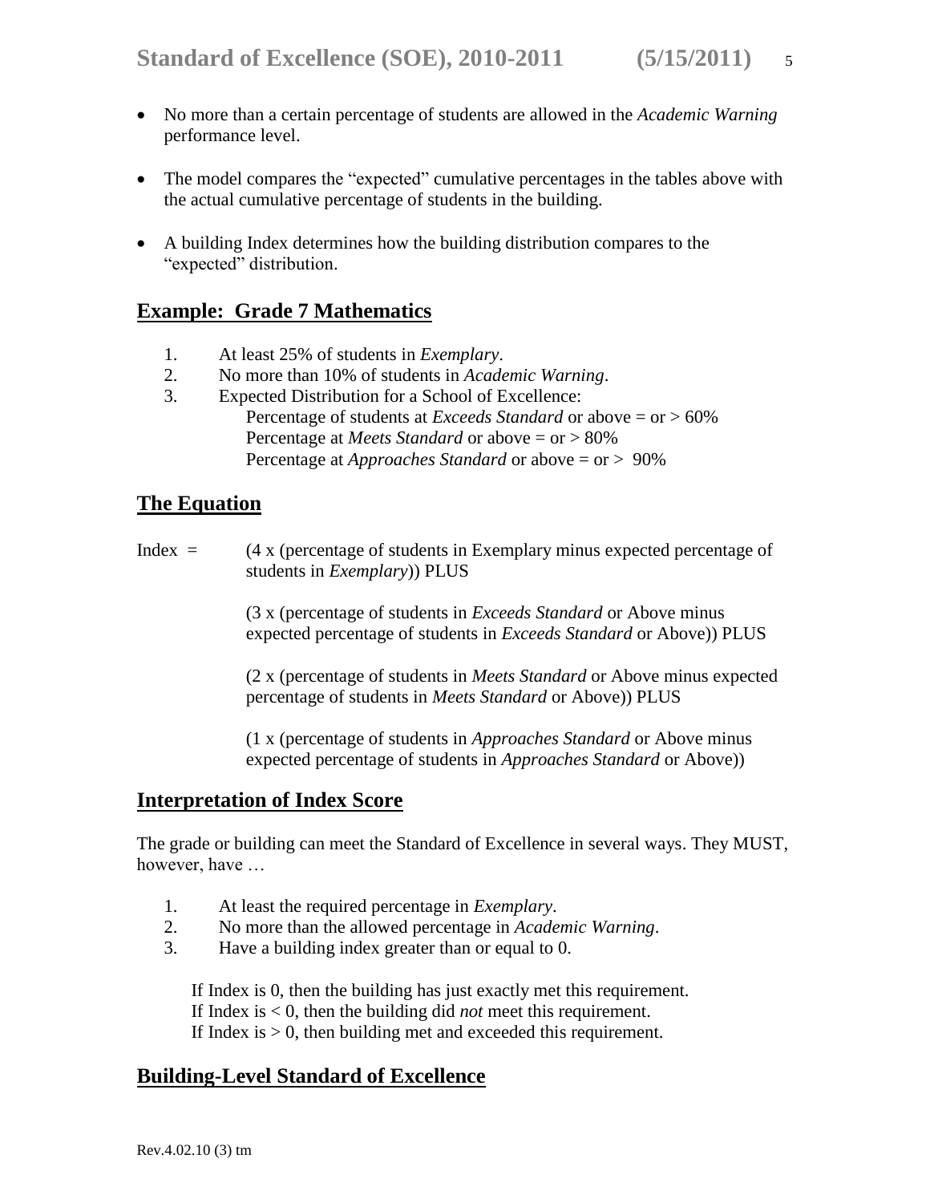- No more than a certain percentage of students are allowed in the *Academic Warning* performance level.
- The model compares the "expected" cumulative percentages in the tables above with the actual cumulative percentage of students in the building.
- A building Index determines how the building distribution compares to the "expected" distribution.

## Example: Grade 7 Mathematics

1. At least 25% of students in *Exemplary*.
2. No more than 10% of students in *Academic Warning*.
3. Expected Distribution for a School of Excellence:
   Percentage of students at *Exceeds Standard* or above = or > 60%
   Percentage at *Meets Standard* or above = or > 80%
   Percentage at *Approaches Standard* or above = or > 90%

## The Equation

Index = (4 x (percentage of students in Exemplary minus expected percentage of students in *Exemplary*)) PLUS

(3 x (percentage of students in *Exceeds Standard* or Above minus expected percentage of students in *Exceeds Standard* or Above)) PLUS

(2 x (percentage of students in *Meets Standard* or Above minus expected percentage of students in *Meets Standard* or Above)) PLUS

(1 x (percentage of students in *Approaches Standard* or Above minus expected percentage of students in *Approaches Standard* or Above))

## Interpretation of Index Score

The grade or building can meet the Standard of Excellence in several ways. They MUST, however, have …

1. At least the required percentage in *Exemplary*.
2. No more than the allowed percentage in *Academic Warning*.
3. Have a building index greater than or equal to 0.

If Index is 0, then the building has just exactly met this requirement.
If Index is < 0, then the building did *not* meet this requirement.
If Index is > 0, then building met and exceeded this requirement.

## Building-Level Standard of Excellence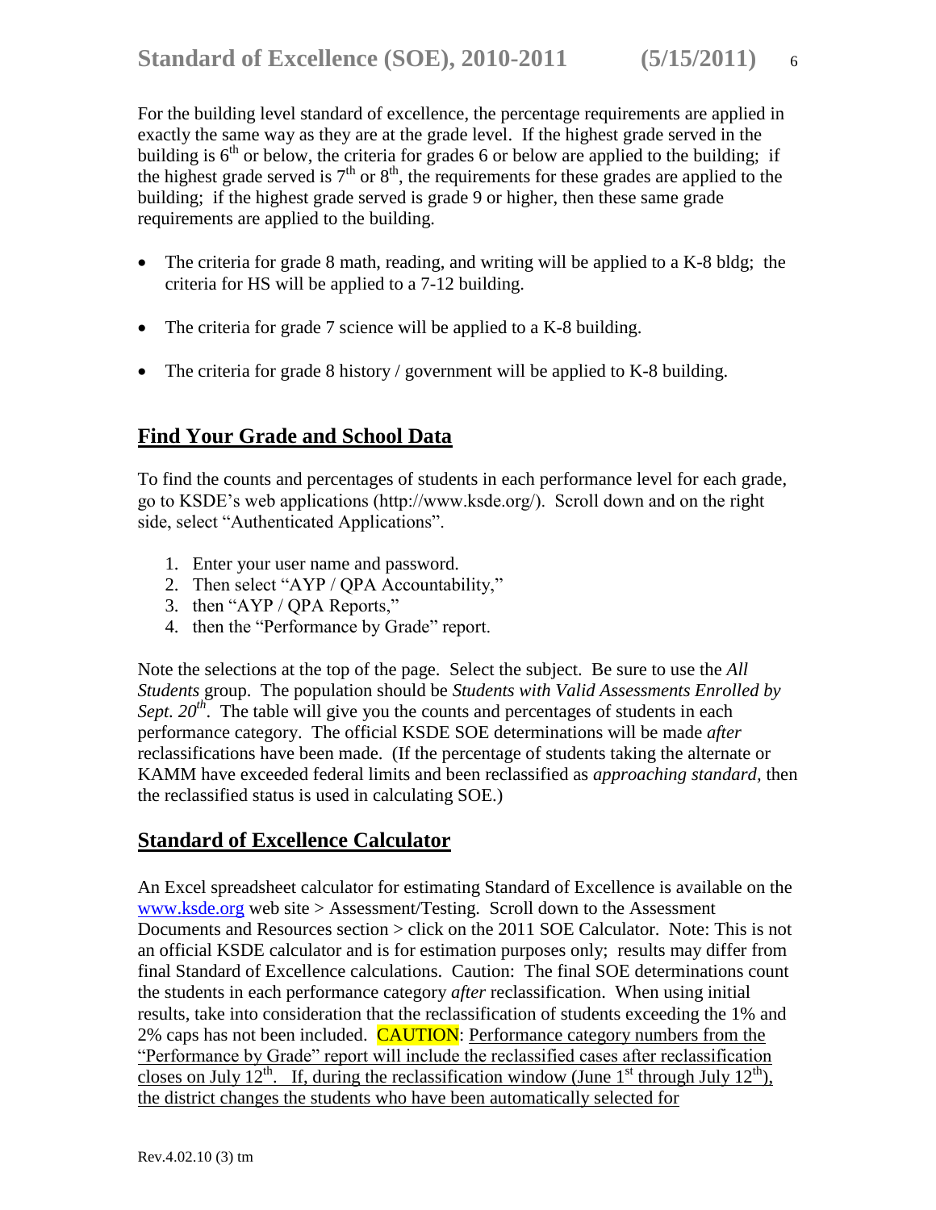For the building level standard of excellence, the percentage requirements are applied in exactly the same way as they are at the grade level. If the highest grade served in the building is 6th or below, the criteria for grades 6 or below are applied to the building; if the highest grade served is 7th or 8th, the requirements for these grades are applied to the building; if the highest grade served is grade 9 or higher, then these same grade requirements are applied to the building.

- The criteria for grade 8 math, reading, and writing will be applied to a K-8 bldg; the criteria for HS will be applied to a 7-12 building.
- The criteria for grade 7 science will be applied to a K-8 building.
- The criteria for grade 8 history / government will be applied to K-8 building.

## Find Your Grade and School Data

To find the counts and percentages of students in each performance level for each grade, go to KSDE's web applications (http://www.ksde.org/). Scroll down and on the right side, select "Authenticated Applications".

1. Enter your user name and password.
2. Then select "AYP / QPA Accountability,"
3. then "AYP / QPA Reports,"
4. then the "Performance by Grade" report.

Note the selections at the top of the page. Select the subject. Be sure to use the *All Students* group. The population should be *Students with Valid Assessments Enrolled by Sept. 20th*. The table will give you the counts and percentages of students in each performance category. The official KSDE SOE determinations will be made *after* reclassifications have been made. (If the percentage of students taking the alternate or KAMM have exceeded federal limits and been reclassified as *approaching standard*, then the reclassified status is used in calculating SOE.)

## Standard of Excellence Calculator

An Excel spreadsheet calculator for estimating Standard of Excellence is available on the [www.ksde.org](http://www.ksde.org) web site > Assessment/Testing. Scroll down to the Assessment Documents and Resources section > click on the 2011 SOE Calculator. Note: This is not an official KSDE calculator and is for estimation purposes only; results may differ from final Standard of Excellence calculations. Caution: The final SOE determinations count the students in each performance category *after* reclassification. When using initial results, take into consideration that the reclassification of students exceeding the 1% and 2% caps has not been included. CAUTION: <u>Performance category numbers from the "Performance by Grade" report will include the reclassified cases after reclassification closes on July 12th. If, during the reclassification window (June 1st through July 12th), the district changes the students who have been automatically selected for</u>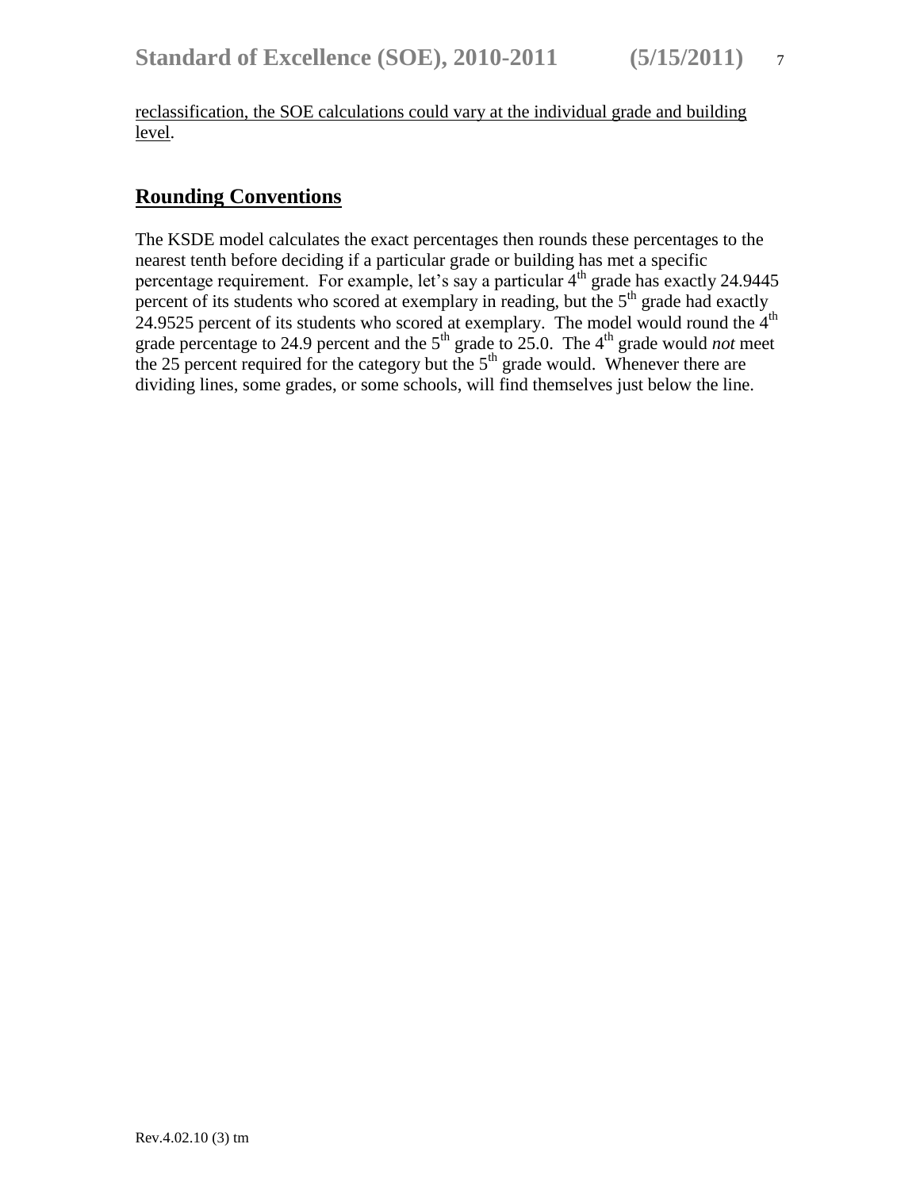reclassification, the SOE calculations could vary at the individual grade and building level.

## Rounding Conventions

The KSDE model calculates the exact percentages then rounds these percentages to the nearest tenth before deciding if a particular grade or building has met a specific percentage requirement. For example, let's say a particular 4th grade has exactly 24.9445 percent of its students who scored at exemplary in reading, but the 5th grade had exactly 24.9525 percent of its students who scored at exemplary. The model would round the 4th grade percentage to 24.9 percent and the 5th grade to 25.0. The 4th grade would *not* meet the 25 percent required for the category but the 5th grade would. Whenever there are dividing lines, some grades, or some schools, will find themselves just below the line.